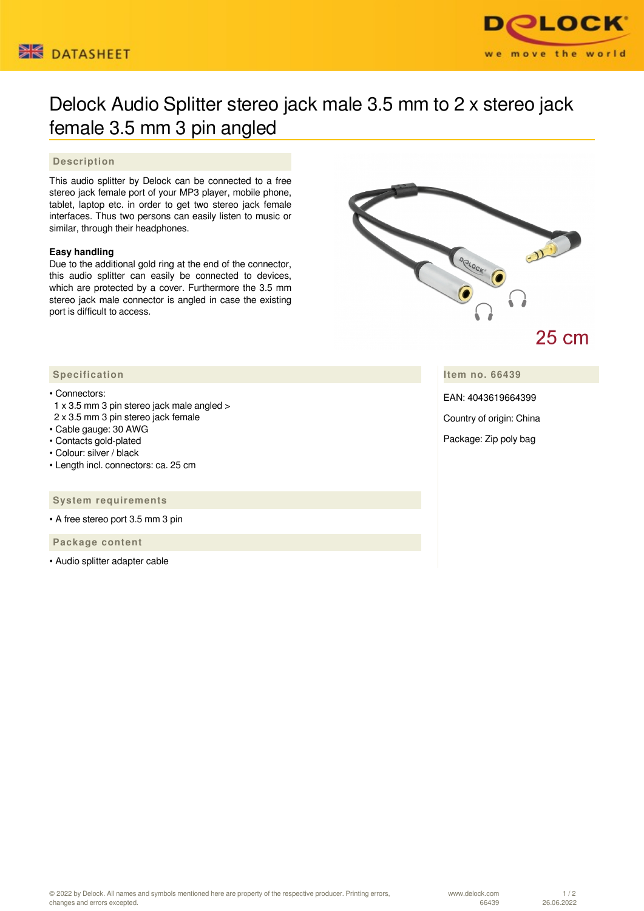DATASHEET

# Delock Audio Splitter stereo jack male 3.5 mm to 2 x stereo jack female 3.5 mm 3 pin angled

## Description

This audio splitter by Delock can be connected to a free stereo jack female port of your MP3 player, mobile phone, tablet, laptop etc. in order to get two stereo jack female interfaces. Thus two persons can easily listen to music or similar, through their headphones.

**Easy handling**
Due to the additional gold ring at the end of the connector, this audio splitter can easily be connected to devices, which are protected by a cover. Furthermore the 3.5 mm stereo jack male connector is angled in case the existing port is difficult to access.

25 cm

## Specification

- Connectors:
  1 x 3.5 mm 3 pin stereo jack male angled >
  2 x 3.5 mm 3 pin stereo jack female
- Cable gauge: 30 AWG
- Contacts gold-plated
- Colour: silver / black
- Length incl. connectors: ca. 25 cm

## System requirements

- A free stereo port 3.5 mm 3 pin

## Package content

- Audio splitter adapter cable

## Item no. 66439

EAN: 4043619664399

Country of origin: China

Package: Zip poly bag

© 2022 by Delock. All names and symbols mentioned here are property of the respective producer. Printing errors, changes and errors excepted.

www.delock.com 66439 26.06.2022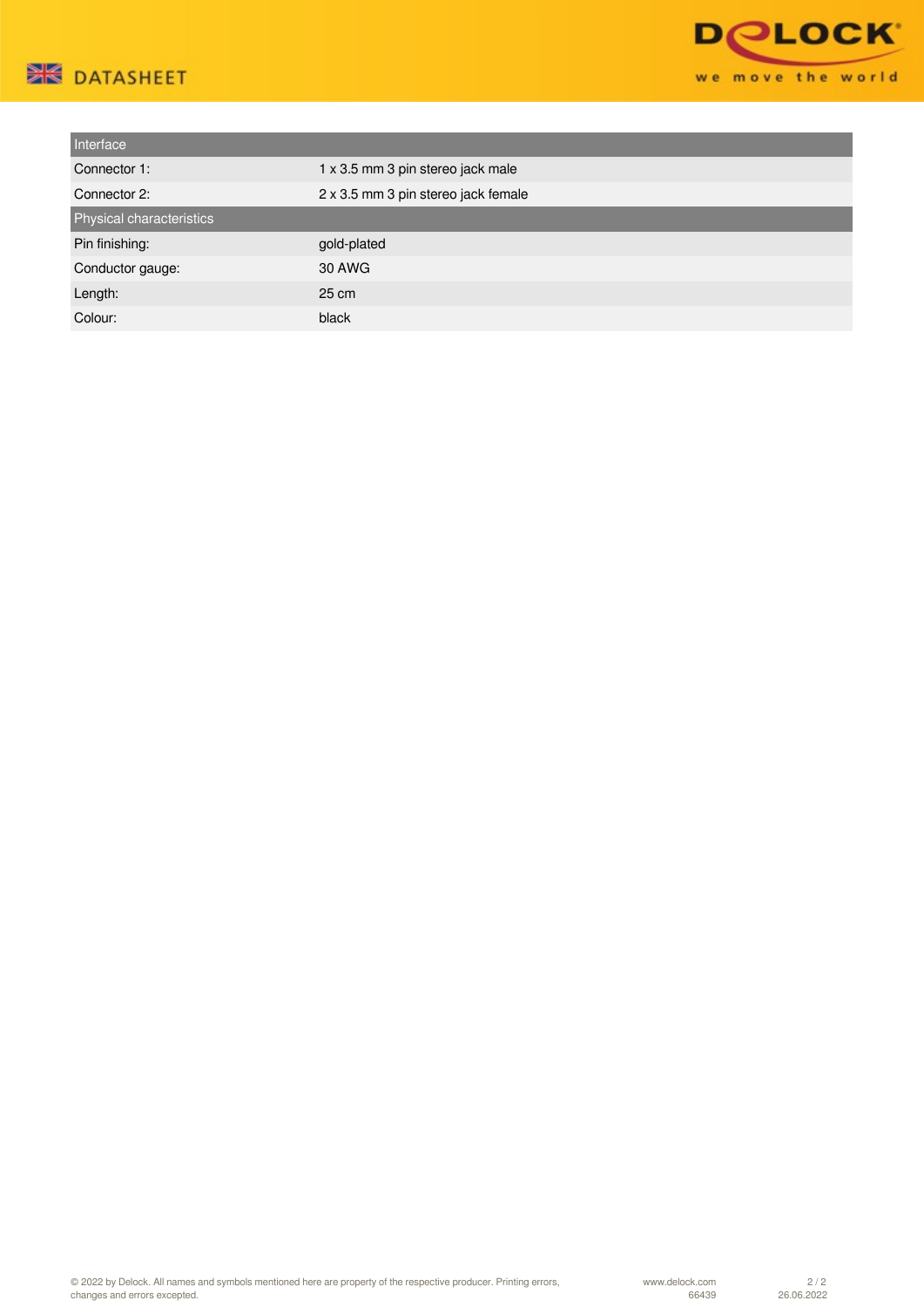| | |
|---|---|
| **Interface** | |
| Connector 1: | 1 x 3.5 mm 3 pin stereo jack male |
| Connector 2: | 2 x 3.5 mm 3 pin stereo jack female |
| **Physical characteristics** | |
| Pin finishing: | gold-plated |
| Conductor gauge: | 30 AWG |
| Length: | 25 cm |
| Colour: | black |